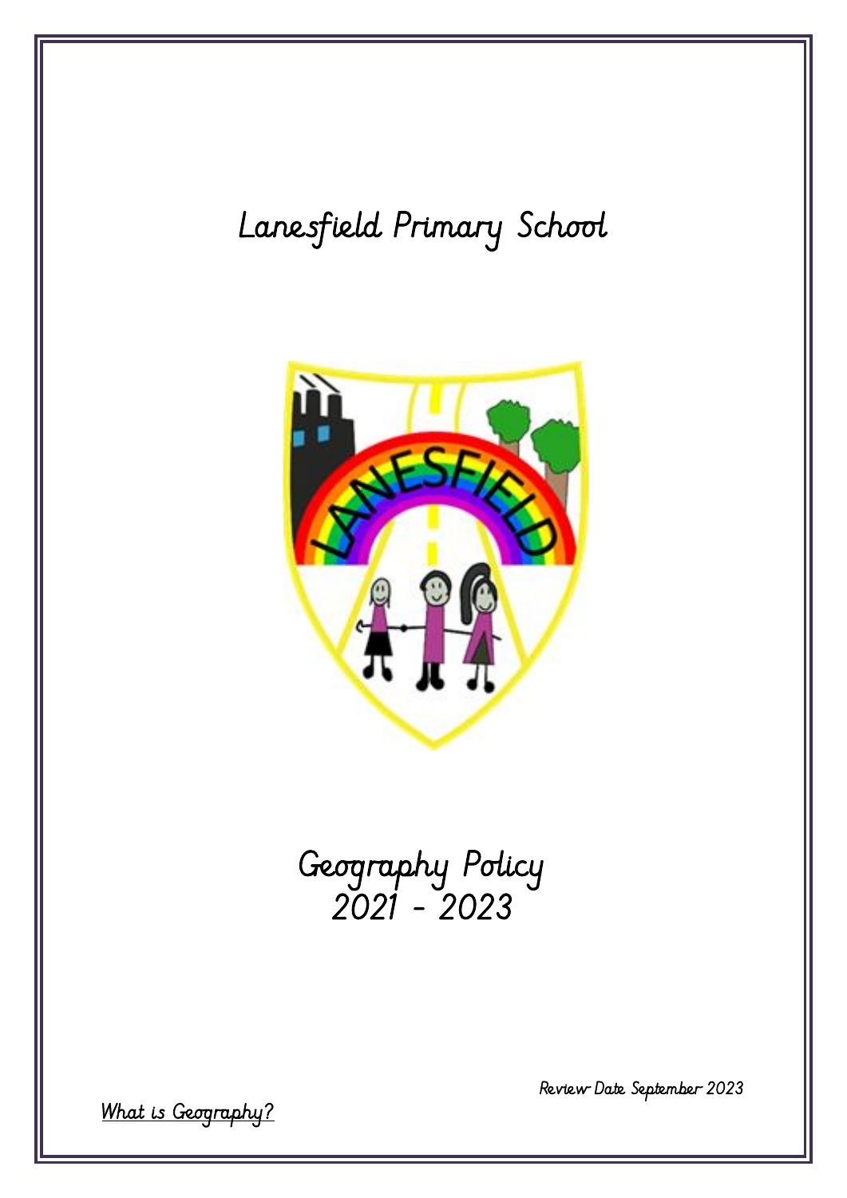# Lanesfield Primary School

# Geography Policy
# 2021 - 2023

*Review Date September 2023*

## What is Geography?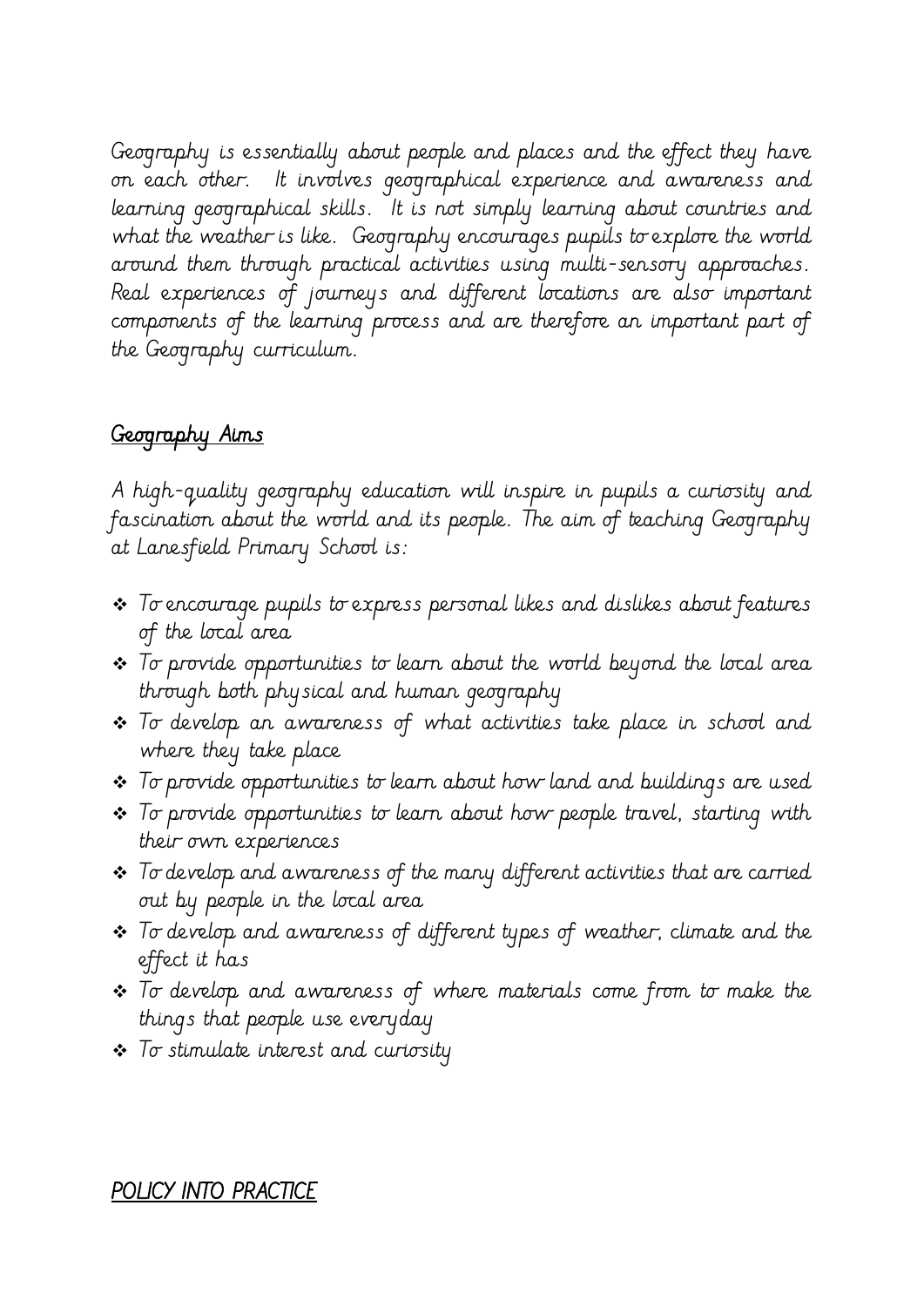Geography is essentially about people and places and the effect they have on each other. It involves geographical experience and awareness and learning geographical skills. It is not simply learning about countries and what the weather is like. Geography encourages pupils to explore the world around them through practical activities using multi-sensory approaches. Real experiences of journeys and different locations are also important components of the learning process and are therefore an important part of the Geography curriculum.

## Geography Aims

A high-quality geography education will inspire in pupils a curiosity and fascination about the world and its people. The aim of teaching Geography at Lanesfield Primary School is:

- To encourage pupils to express personal likes and dislikes about features of the local area
- To provide opportunities to learn about the world beyond the local area through both physical and human geography
- To develop an awareness of what activities take place in school and where they take place
- To provide opportunities to learn about how land and buildings are used
- To provide opportunities to learn about how people travel, starting with their own experiences
- To develop and awareness of the many different activities that are carried out by people in the local area
- To develop and awareness of different types of weather, climate and the effect it has
- To develop and awareness of where materials come from to make the things that people use everyday
- To stimulate interest and curiosity

## *POLICY INTO PRACTICE*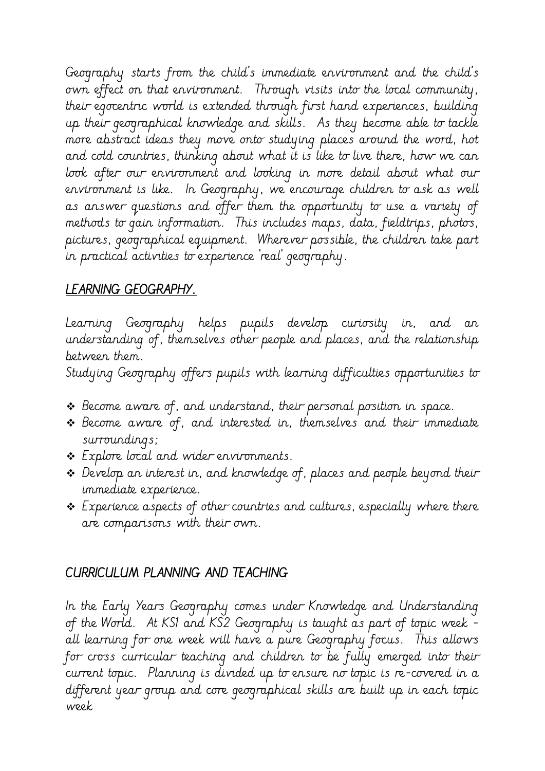Geography starts from the child's immediate environment and the child's own effect on that environment. Through visits into the local community, their egocentric world is extended through first hand experiences, building up their geographical knowledge and skills. As they become able to tackle more abstract ideas they move onto studying places around the word, hot and cold countries, thinking about what it is like to live there, how we can look after our environment and looking in more detail about what our environment is like. In Geography, we encourage children to ask as well as answer questions and offer them the opportunity to use a variety of methods to gain information. This includes maps, data, fieldtrips, photos, pictures, geographical equipment. Wherever possible, the children take part in practical activities to experience 'real' geography.

## *LEARNING GEOGRAPHY.*

Learning Geography helps pupils develop curiosity in, and an understanding of, themselves other people and places, and the relationship between them.

Studying Geography offers pupils with learning difficulties opportunities to

- Become aware of, and understand, their personal position in space.
- Become aware of, and interested in, themselves and their immediate surroundings;
- Explore local and wider environments.
- Develop an interest in, and knowledge of, places and people beyond their immediate experience.
- Experience aspects of other countries and cultures, especially where there are comparisons with their own.

## *CURRICULUM PLANNING AND TEACHING*

In the Early Years Geography comes under Knowledge and Understanding of the World. At KS1 and KS2 Geography is taught as part of topic week - all learning for one week will have a pure Geography focus. This allows for cross curricular teaching and children to be fully emerged into their current topic. Planning is divided up to ensure no topic is re-covered in a different year group and core geographical skills are built up in each topic week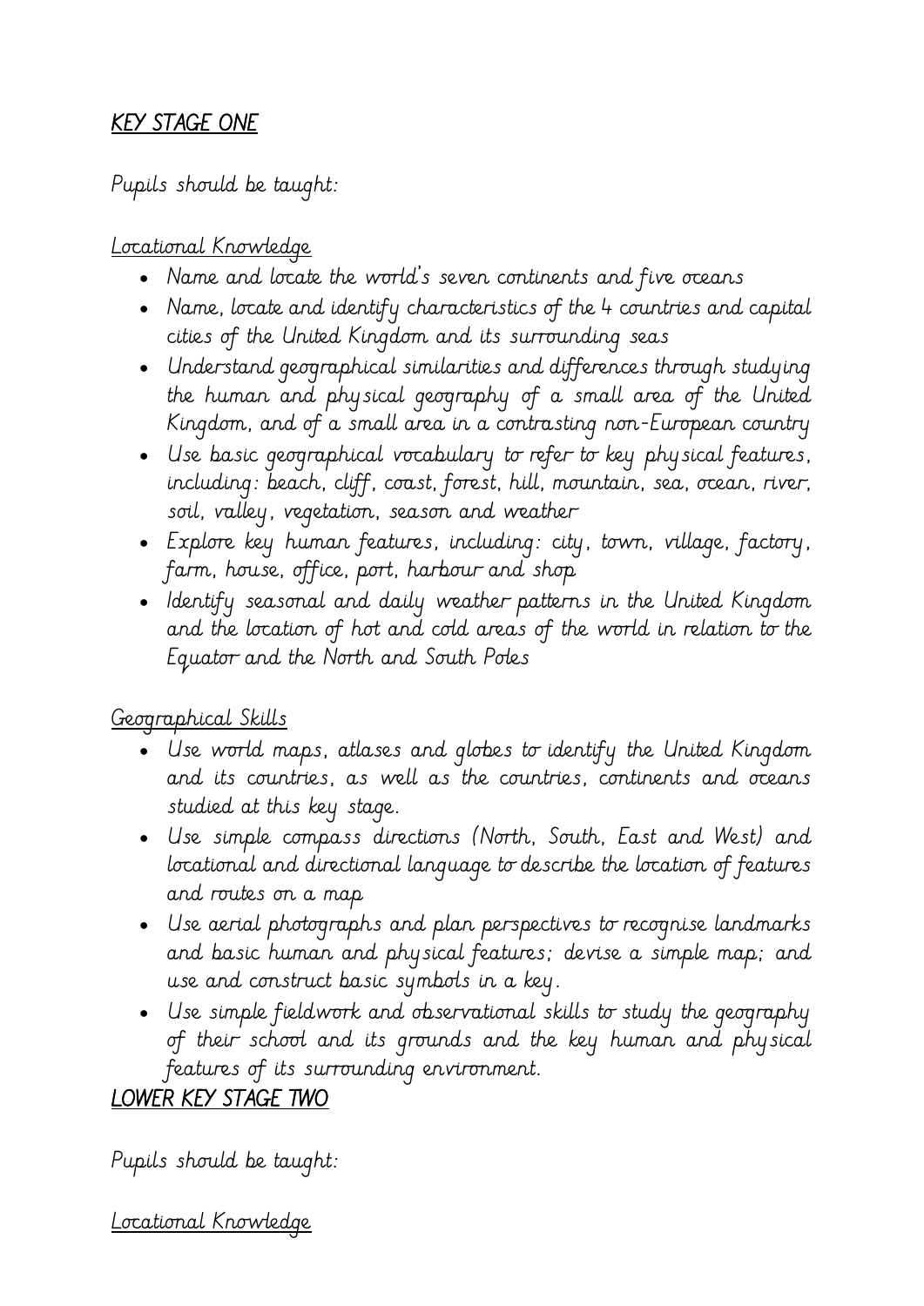## *KEY STAGE ONE*

Pupils should be taught:

### Locational Knowledge

- Name and locate the world's seven continents and five oceans
- Name, locate and identify characteristics of the 4 countries and capital cities of the United Kingdom and its surrounding seas
- Understand geographical similarities and differences through studying the human and physical geography of a small area of the United Kingdom, and of a small area in a contrasting non-European country
- Use basic geographical vocabulary to refer to key physical features, including: beach, cliff, coast, forest, hill, mountain, sea, ocean, river, soil, valley, vegetation, season and weather
- Explore key human features, including: city, town, village, factory, farm, house, office, port, harbour and shop
- Identify seasonal and daily weather patterns in the United Kingdom and the location of hot and cold areas of the world in relation to the Equator and the North and South Poles

### Geographical Skills

- Use world maps, atlases and globes to identify the United Kingdom and its countries, as well as the countries, continents and oceans studied at this key stage.
- Use simple compass directions (North, South, East and West) and locational and directional language to describe the location of features and routes on a map
- Use aerial photographs and plan perspectives to recognise landmarks and basic human and physical features; devise a simple map; and use and construct basic symbols in a key.
- Use simple fieldwork and observational skills to study the geography of their school and its grounds and the key human and physical features of its surrounding environment.

## *LOWER KEY STAGE TWO*

Pupils should be taught:

### Locational Knowledge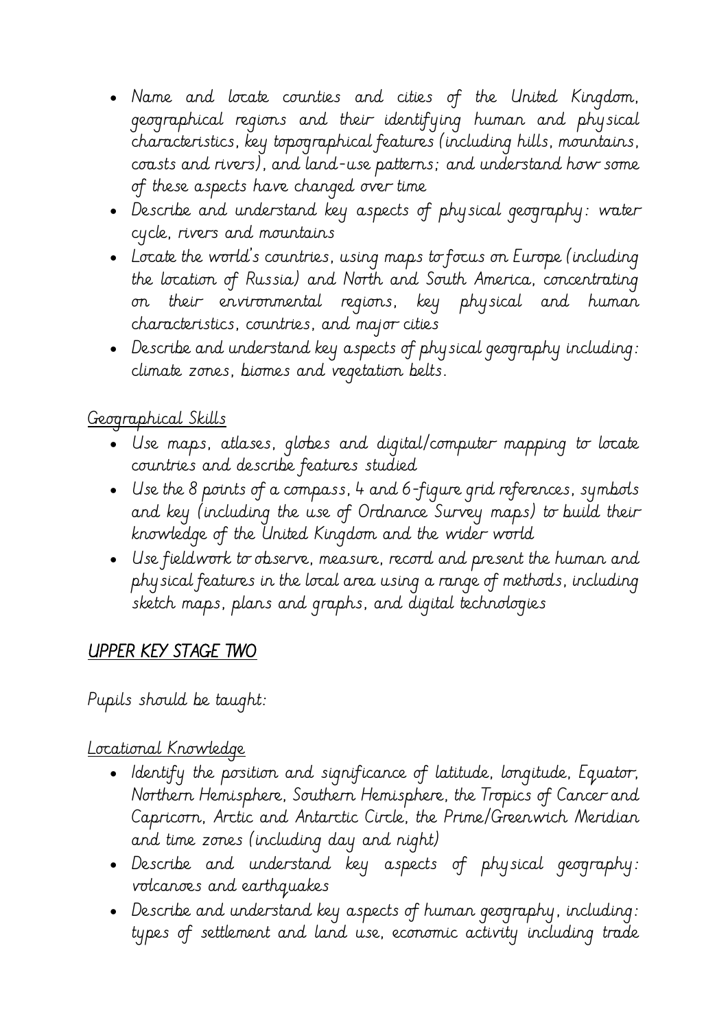- Name and locate counties and cities of the United Kingdom, geographical regions and their identifying human and physical characteristics, key topographical features (including hills, mountains, coasts and rivers), and land-use patterns; and understand how some of these aspects have changed over time
- Describe and understand key aspects of physical geography: water cycle, rivers and mountains
- Locate the world's countries, using maps to focus on Europe (including the location of Russia) and North and South America, concentrating on their environmental regions, key physical and human characteristics, countries, and major cities
- Describe and understand key aspects of physical geography including: climate zones, biomes and vegetation belts.

Geographical Skills

- Use maps, atlases, globes and digital/computer mapping to locate countries and describe features studied
- Use the 8 points of a compass, 4 and 6-figure grid references, symbols and key (including the use of Ordnance Survey maps) to build their knowledge of the United Kingdom and the wider world
- Use fieldwork to observe, measure, record and present the human and physical features in the local area using a range of methods, including sketch maps, plans and graphs, and digital technologies

## *UPPER KEY STAGE TWO*

Pupils should be taught:

Locational Knowledge

- Identify the position and significance of latitude, longitude, Equator, Northern Hemisphere, Southern Hemisphere, the Tropics of Cancer and Capricorn, Arctic and Antarctic Circle, the Prime/Greenwich Meridian and time zones (including day and night)
- Describe and understand key aspects of physical geography: volcanoes and earthquakes
- Describe and understand key aspects of human geography, including: types of settlement and land use, economic activity including trade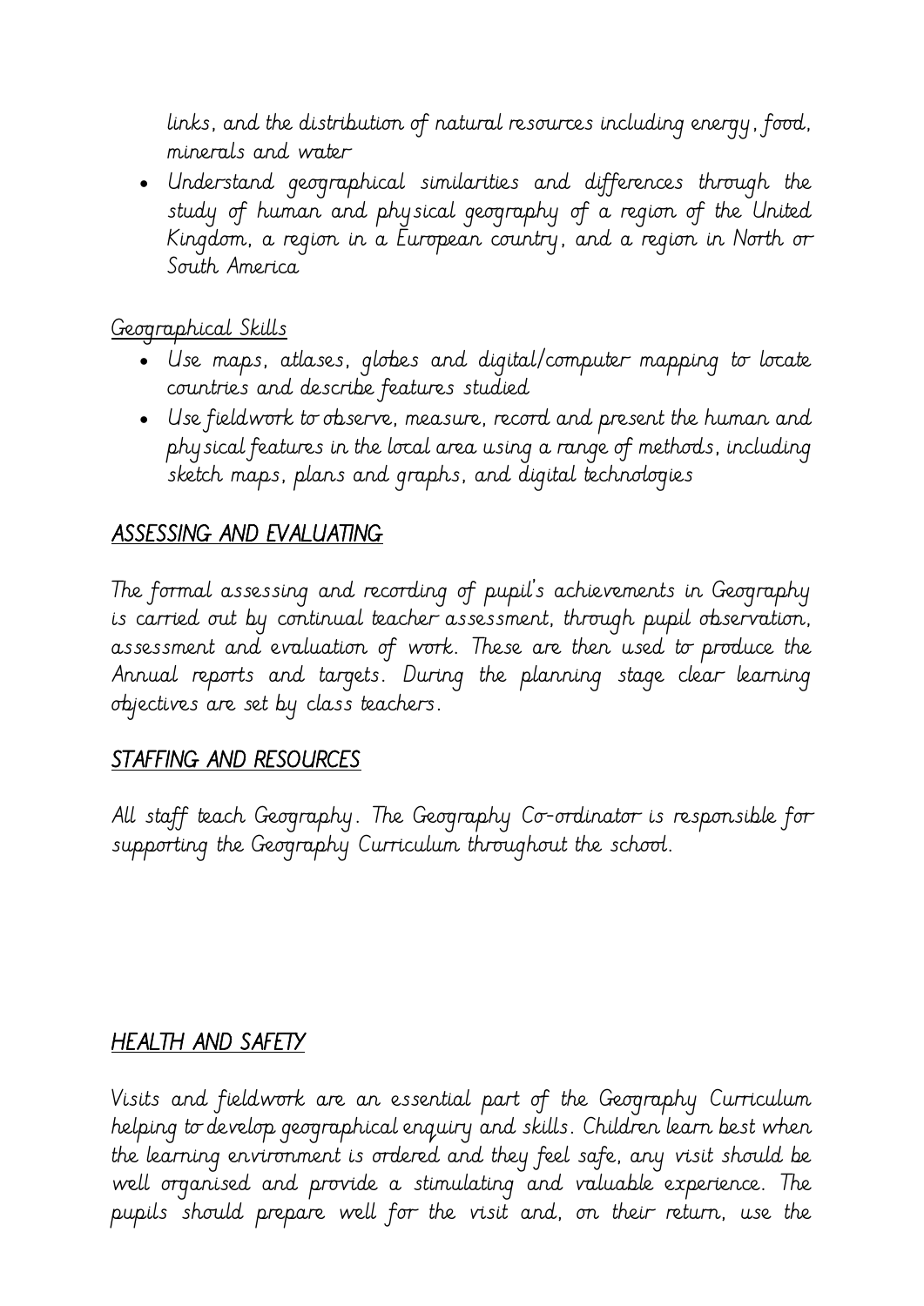links, and the distribution of natural resources including energy, food, minerals and water

- Understand geographical similarities and differences through the study of human and physical geography of a region of the United Kingdom, a region in a European country, and a region in North or South America

Geographical Skills

- Use maps, atlases, globes and digital/computer mapping to locate countries and describe features studied
- Use fieldwork to observe, measure, record and present the human and physical features in the local area using a range of methods, including sketch maps, plans and graphs, and digital technologies

## *ASSESSING AND EVALUATING*

*The formal assessing and recording of pupil's achievements in Geography is carried out by continual teacher assessment, through pupil observation, assessment and evaluation of work. These are then used to produce the Annual reports and targets. During the planning stage clear learning objectives are set by class teachers.*

## *STAFFING AND RESOURCES*

*All staff teach Geography. The Geography Co-ordinator is responsible for supporting the Geography Curriculum throughout the school.*

## *HEALTH AND SAFETY*

*Visits and fieldwork are an essential part of the Geography Curriculum helping to develop geographical enquiry and skills. Children learn best when the learning environment is ordered and they feel safe, any visit should be well organised and provide a stimulating and valuable experience. The pupils should prepare well for the visit and, on their return, use the*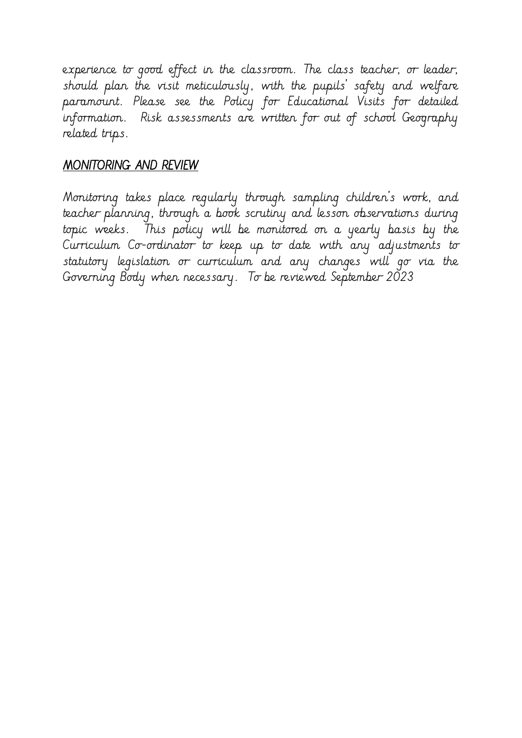experience to good effect in the classroom. The class teacher, or leader, should plan the visit meticulously, with the pupils' safety and welfare paramount. Please see the Policy for Educational Visits for detailed information. Risk assessments are written for out of school Geography related trips.

## *MONITORING AND REVIEW*

Monitoring takes place regularly through sampling children's work, and teacher planning, through a book scrutiny and lesson observations during topic weeks. This policy will be monitored on a yearly basis by the Curriculum Co-ordinator to keep up to date with any adjustments to statutory legislation or curriculum and any changes will go via the Governing Body when necessary. To be reviewed September 2023